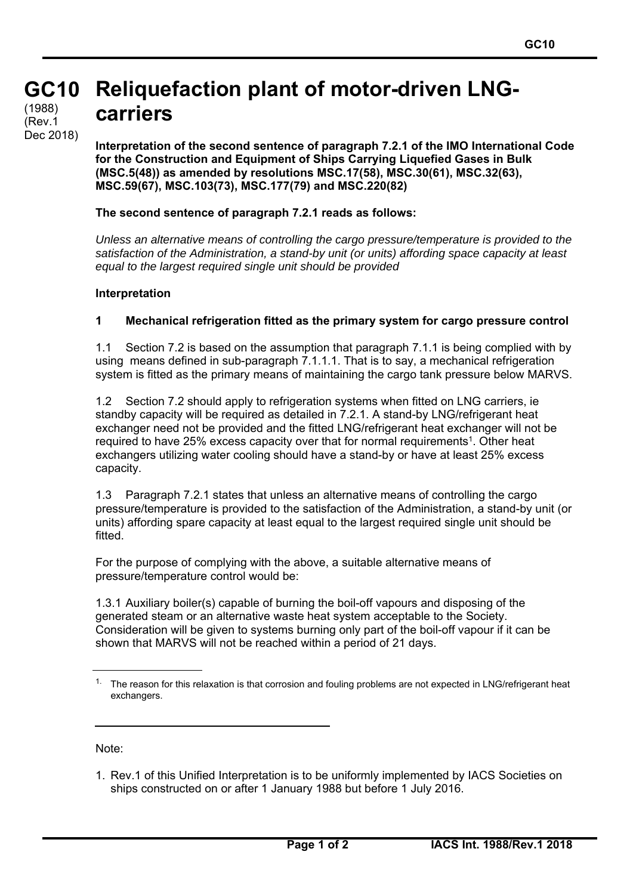# GC10 Reliquefaction plant of motor-driven LNG-carriers

(1988)
(Rev.1
Dec 2018)

**Interpretation of the second sentence of paragraph 7.2.1 of the IMO International Code for the Construction and Equipment of Ships Carrying Liquefied Gases in Bulk (MSC.5(48)) as amended by resolutions MSC.17(58), MSC.30(61), MSC.32(63), MSC.59(67), MSC.103(73), MSC.177(79) and MSC.220(82)**

**The second sentence of paragraph 7.2.1 reads as follows:**

*Unless an alternative means of controlling the cargo pressure/temperature is provided to the satisfaction of the Administration, a stand-by unit (or units) affording space capacity at least equal to the largest required single unit should be provided*

**Interpretation**

**1 Mechanical refrigeration fitted as the primary system for cargo pressure control**

1.1 Section 7.2 is based on the assumption that paragraph 7.1.1 is being complied with by using means defined in sub-paragraph 7.1.1.1. That is to say, a mechanical refrigeration system is fitted as the primary means of maintaining the cargo tank pressure below MARVS.

1.2 Section 7.2 should apply to refrigeration systems when fitted on LNG carriers, ie standby capacity will be required as detailed in 7.2.1. A stand-by LNG/refrigerant heat exchanger need not be provided and the fitted LNG/refrigerant heat exchanger will not be required to have 25% excess capacity over that for normal requirements[1]. Other heat exchangers utilizing water cooling should have a stand-by or have at least 25% excess capacity.

1.3 Paragraph 7.2.1 states that unless an alternative means of controlling the cargo pressure/temperature is provided to the satisfaction of the Administration, a stand-by unit (or units) affording spare capacity at least equal to the largest required single unit should be fitted.

For the purpose of complying with the above, a suitable alternative means of pressure/temperature control would be:

1.3.1 Auxiliary boiler(s) capable of burning the boil-off vapours and disposing of the generated steam or an alternative waste heat system acceptable to the Society. Consideration will be given to systems burning only part of the boil-off vapour if it can be shown that MARVS will not be reached within a period of 21 days.

[1] The reason for this relaxation is that corrosion and fouling problems are not expected in LNG/refrigerant heat exchangers.

Note:

1. Rev.1 of this Unified Interpretation is to be uniformly implemented by IACS Societies on ships constructed on or after 1 January 1988 but before 1 July 2016.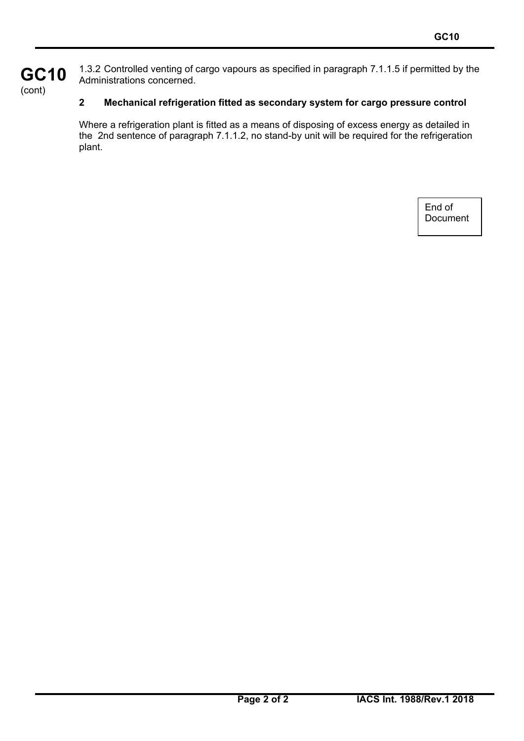**GC10** (cont)

1.3.2 Controlled venting of cargo vapours as specified in paragraph 7.1.1.5 if permitted by the Administrations concerned.

## 2 Mechanical refrigeration fitted as secondary system for cargo pressure control

Where a refrigeration plant is fitted as a means of disposing of excess energy as detailed in the 2nd sentence of paragraph 7.1.1.2, no stand-by unit will be required for the refrigeration plant.

End of Document